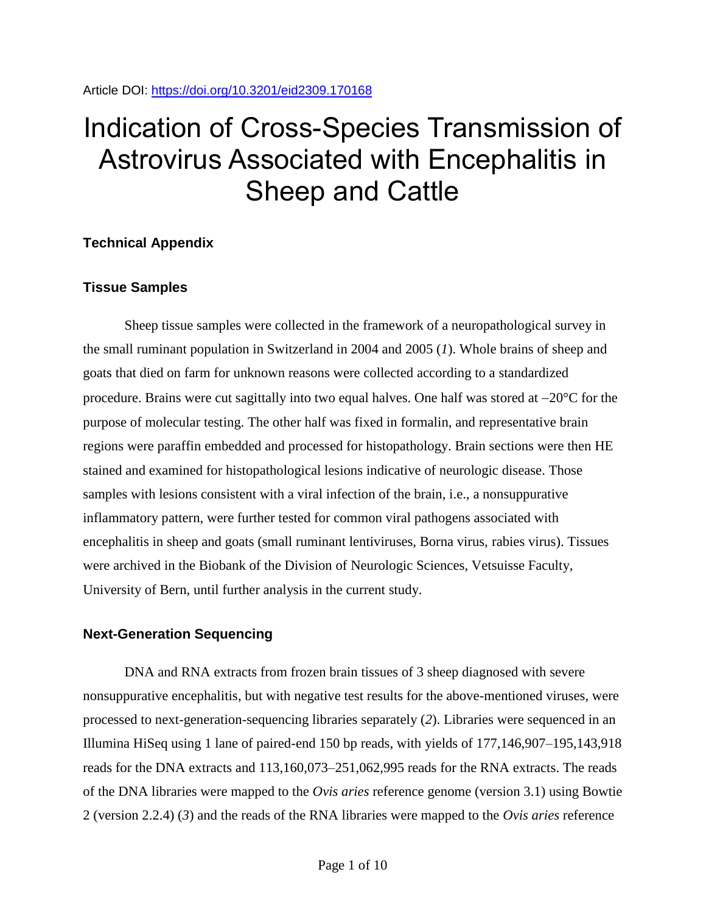Article DOI: https://doi.org/10.3201/eid2309.170168

# Indication of Cross-Species Transmission of Astrovirus Associated with Encephalitis in Sheep and Cattle

## Technical Appendix

### Tissue Samples

Sheep tissue samples were collected in the framework of a neuropathological survey in the small ruminant population in Switzerland in 2004 and 2005 (*1*). Whole brains of sheep and goats that died on farm for unknown reasons were collected according to a standardized procedure. Brains were cut sagittally into two equal halves. One half was stored at −20°C for the purpose of molecular testing. The other half was fixed in formalin, and representative brain regions were paraffin embedded and processed for histopathology. Brain sections were then HE stained and examined for histopathological lesions indicative of neurologic disease. Those samples with lesions consistent with a viral infection of the brain, i.e., a nonsuppurative inflammatory pattern, were further tested for common viral pathogens associated with encephalitis in sheep and goats (small ruminant lentiviruses, Borna virus, rabies virus). Tissues were archived in the Biobank of the Division of Neurologic Sciences, Vetsuisse Faculty, University of Bern, until further analysis in the current study.

### Next-Generation Sequencing

DNA and RNA extracts from frozen brain tissues of 3 sheep diagnosed with severe nonsuppurative encephalitis, but with negative test results for the above-mentioned viruses, were processed to next-generation-sequencing libraries separately (*2*). Libraries were sequenced in an Illumina HiSeq using 1 lane of paired-end 150 bp reads, with yields of 177,146,907–195,143,918 reads for the DNA extracts and 113,160,073–251,062,995 reads for the RNA extracts. The reads of the DNA libraries were mapped to the *Ovis aries* reference genome (version 3.1) using Bowtie 2 (version 2.2.4) (*3*) and the reads of the RNA libraries were mapped to the *Ovis aries* reference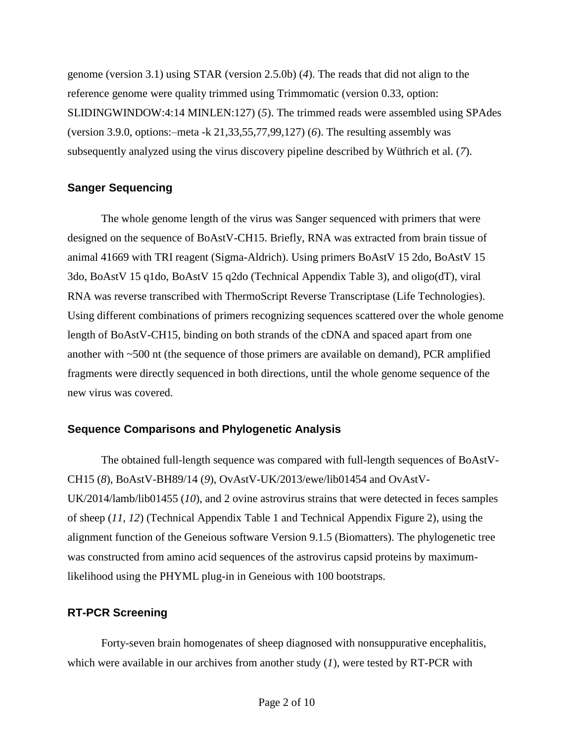genome (version 3.1) using STAR (version 2.5.0b) (*4*). The reads that did not align to the reference genome were quality trimmed using Trimmomatic (version 0.33, option: SLIDINGWINDOW:4:14 MINLEN:127) (*5*). The trimmed reads were assembled using SPAdes (version 3.9.0, options:–meta -k 21,33,55,77,99,127) (*6*). The resulting assembly was subsequently analyzed using the virus discovery pipeline described by Wüthrich et al. (*7*).

### Sanger Sequencing

The whole genome length of the virus was Sanger sequenced with primers that were designed on the sequence of BoAstV-CH15. Briefly, RNA was extracted from brain tissue of animal 41669 with TRI reagent (Sigma-Aldrich). Using primers BoAstV 15 2do, BoAstV 15 3do, BoAstV 15 q1do, BoAstV 15 q2do (Technical Appendix Table 3), and oligo(dT), viral RNA was reverse transcribed with ThermoScript Reverse Transcriptase (Life Technologies). Using different combinations of primers recognizing sequences scattered over the whole genome length of BoAstV-CH15, binding on both strands of the cDNA and spaced apart from one another with ~500 nt (the sequence of those primers are available on demand), PCR amplified fragments were directly sequenced in both directions, until the whole genome sequence of the new virus was covered.

### Sequence Comparisons and Phylogenetic Analysis

The obtained full-length sequence was compared with full-length sequences of BoAstV-CH15 (*8*), BoAstV-BH89/14 (*9*), OvAstV-UK/2013/ewe/lib01454 and OvAstV-UK/2014/lamb/lib01455 (*10*), and 2 ovine astrovirus strains that were detected in feces samples of sheep (*11*, *12*) (Technical Appendix Table 1 and Technical Appendix Figure 2), using the alignment function of the Geneious software Version 9.1.5 (Biomatters). The phylogenetic tree was constructed from amino acid sequences of the astrovirus capsid proteins by maximum-likelihood using the PHYML plug-in in Geneious with 100 bootstraps.

### RT-PCR Screening

Forty-seven brain homogenates of sheep diagnosed with nonsuppurative encephalitis, which were available in our archives from another study (*1*), were tested by RT-PCR with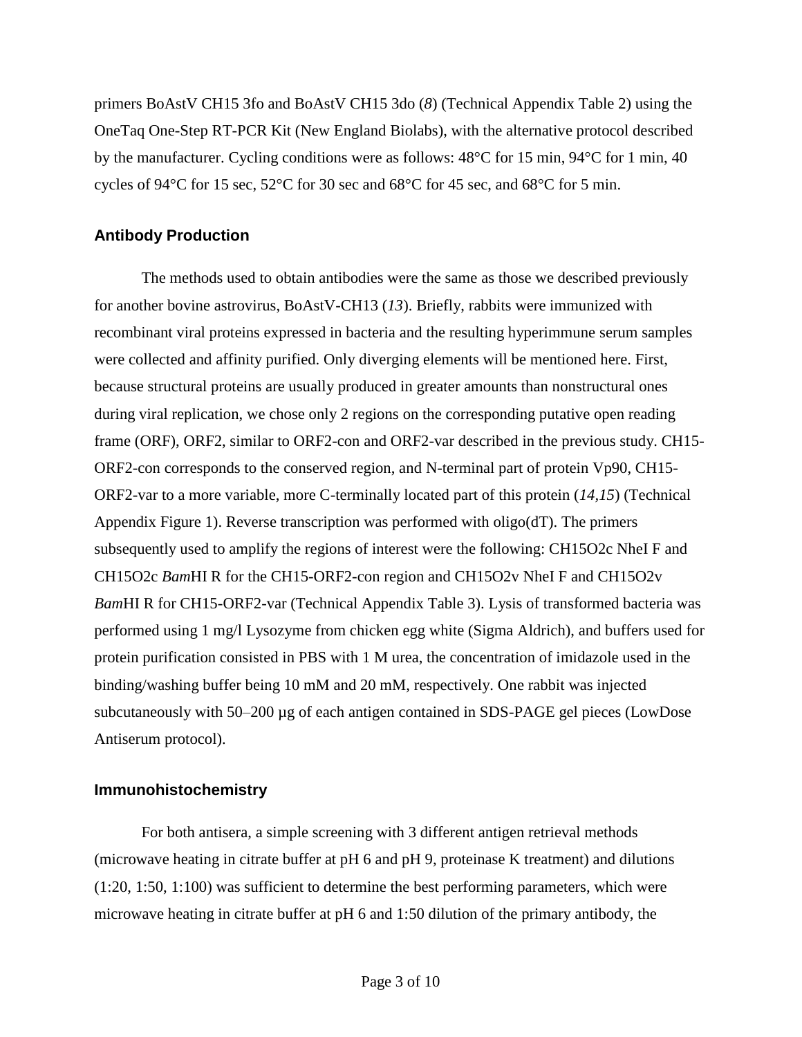primers BoAstV CH15 3fo and BoAstV CH15 3do (*8*) (Technical Appendix Table 2) using the OneTaq One-Step RT-PCR Kit (New England Biolabs), with the alternative protocol described by the manufacturer. Cycling conditions were as follows: 48°C for 15 min, 94°C for 1 min, 40 cycles of 94°C for 15 sec, 52°C for 30 sec and 68°C for 45 sec, and 68°C for 5 min.

## Antibody Production

The methods used to obtain antibodies were the same as those we described previously for another bovine astrovirus, BoAstV-CH13 (*13*). Briefly, rabbits were immunized with recombinant viral proteins expressed in bacteria and the resulting hyperimmune serum samples were collected and affinity purified. Only diverging elements will be mentioned here. First, because structural proteins are usually produced in greater amounts than nonstructural ones during viral replication, we chose only 2 regions on the corresponding putative open reading frame (ORF), ORF2, similar to ORF2-con and ORF2-var described in the previous study. CH15-ORF2-con corresponds to the conserved region, and N-terminal part of protein Vp90, CH15-ORF2-var to a more variable, more C-terminally located part of this protein (*14,15*) (Technical Appendix Figure 1). Reverse transcription was performed with oligo(dT). The primers subsequently used to amplify the regions of interest were the following: CH15O2c NheI F and CH15O2c *Bam*HI R for the CH15-ORF2-con region and CH15O2v NheI F and CH15O2v *Bam*HI R for CH15-ORF2-var (Technical Appendix Table 3). Lysis of transformed bacteria was performed using 1 mg/l Lysozyme from chicken egg white (Sigma Aldrich), and buffers used for protein purification consisted in PBS with 1 M urea, the concentration of imidazole used in the binding/washing buffer being 10 mM and 20 mM, respectively. One rabbit was injected subcutaneously with 50–200 µg of each antigen contained in SDS-PAGE gel pieces (LowDose Antiserum protocol).

## Immunohistochemistry

For both antisera, a simple screening with 3 different antigen retrieval methods (microwave heating in citrate buffer at pH 6 and pH 9, proteinase K treatment) and dilutions (1:20, 1:50, 1:100) was sufficient to determine the best performing parameters, which were microwave heating in citrate buffer at pH 6 and 1:50 dilution of the primary antibody, the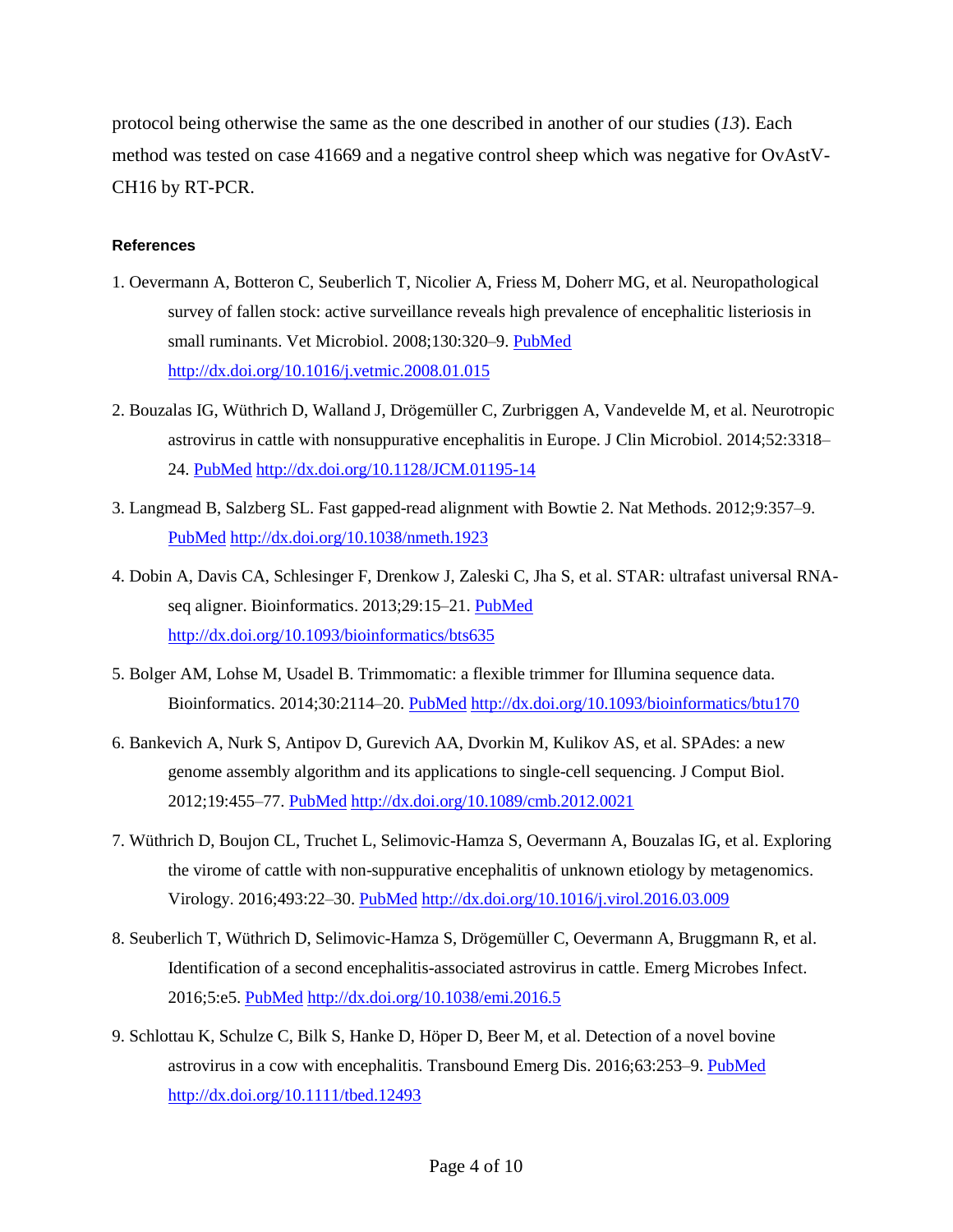protocol being otherwise the same as the one described in another of our studies (*13*). Each method was tested on case 41669 and a negative control sheep which was negative for OvAstV-CH16 by RT-PCR.

#### References

1. Oevermann A, Botteron C, Seuberlich T, Nicolier A, Friess M, Doherr MG, et al. Neuropathological survey of fallen stock: active surveillance reveals high prevalence of encephalitic listeriosis in small ruminants. Vet Microbiol. 2008;130:320–9. PubMed http://dx.doi.org/10.1016/j.vetmic.2008.01.015

2. Bouzalas IG, Wüthrich D, Walland J, Drögemüller C, Zurbriggen A, Vandevelde M, et al. Neurotropic astrovirus in cattle with nonsuppurative encephalitis in Europe. J Clin Microbiol. 2014;52:3318–24. PubMed http://dx.doi.org/10.1128/JCM.01195-14

3. Langmead B, Salzberg SL. Fast gapped-read alignment with Bowtie 2. Nat Methods. 2012;9:357–9. PubMed http://dx.doi.org/10.1038/nmeth.1923

4. Dobin A, Davis CA, Schlesinger F, Drenkow J, Zaleski C, Jha S, et al. STAR: ultrafast universal RNA-seq aligner. Bioinformatics. 2013;29:15–21. PubMed http://dx.doi.org/10.1093/bioinformatics/bts635

5. Bolger AM, Lohse M, Usadel B. Trimmomatic: a flexible trimmer for Illumina sequence data. Bioinformatics. 2014;30:2114–20. PubMed http://dx.doi.org/10.1093/bioinformatics/btu170

6. Bankevich A, Nurk S, Antipov D, Gurevich AA, Dvorkin M, Kulikov AS, et al. SPAdes: a new genome assembly algorithm and its applications to single-cell sequencing. J Comput Biol. 2012;19:455–77. PubMed http://dx.doi.org/10.1089/cmb.2012.0021

7. Wüthrich D, Boujon CL, Truchet L, Selimovic-Hamza S, Oevermann A, Bouzalas IG, et al. Exploring the virome of cattle with non-suppurative encephalitis of unknown etiology by metagenomics. Virology. 2016;493:22–30. PubMed http://dx.doi.org/10.1016/j.virol.2016.03.009

8. Seuberlich T, Wüthrich D, Selimovic-Hamza S, Drögemüller C, Oevermann A, Bruggmann R, et al. Identification of a second encephalitis-associated astrovirus in cattle. Emerg Microbes Infect. 2016;5:e5. PubMed http://dx.doi.org/10.1038/emi.2016.5

9. Schlottau K, Schulze C, Bilk S, Hanke D, Höper D, Beer M, et al. Detection of a novel bovine astrovirus in a cow with encephalitis. Transbound Emerg Dis. 2016;63:253–9. PubMed http://dx.doi.org/10.1111/tbed.12493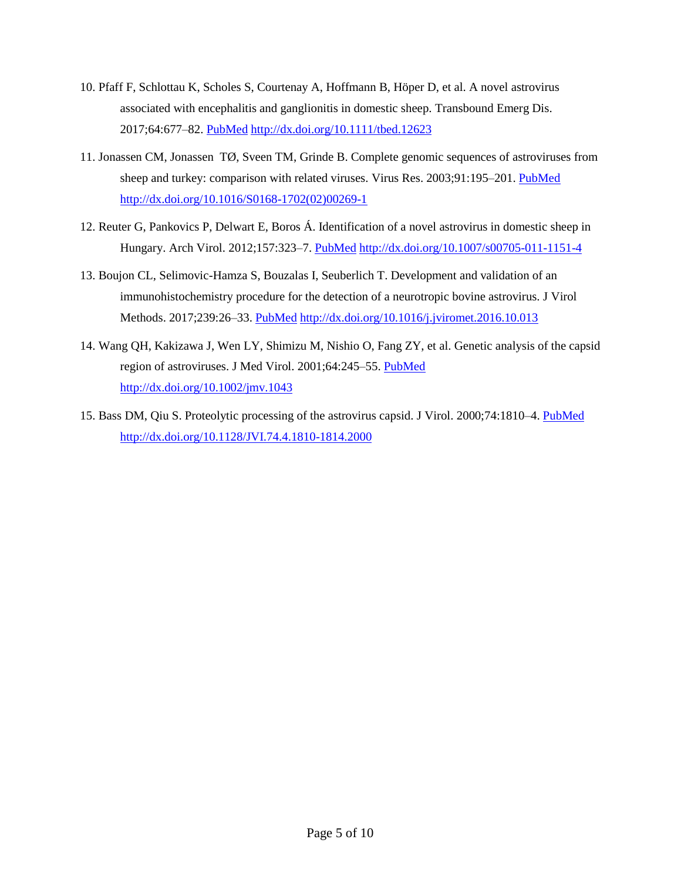10. Pfaff F, Schlottau K, Scholes S, Courtenay A, Hoffmann B, Höper D, et al. A novel astrovirus associated with encephalitis and ganglionitis in domestic sheep. Transbound Emerg Dis. 2017;64:677–82. [PubMed](#) [http://dx.doi.org/10.1111/tbed.12623](http://dx.doi.org/10.1111/tbed.12623)

11. Jonassen CM, Jonassen TØ, Sveen TM, Grinde B. Complete genomic sequences of astroviruses from sheep and turkey: comparison with related viruses. Virus Res. 2003;91:195–201. [PubMed](#) [http://dx.doi.org/10.1016/S0168-1702(02)00269-1](http://dx.doi.org/10.1016/S0168-1702(02)00269-1)

12. Reuter G, Pankovics P, Delwart E, Boros Á. Identification of a novel astrovirus in domestic sheep in Hungary. Arch Virol. 2012;157:323–7. [PubMed](#) [http://dx.doi.org/10.1007/s00705-011-1151-4](http://dx.doi.org/10.1007/s00705-011-1151-4)

13. Boujon CL, Selimovic-Hamza S, Bouzalas I, Seuberlich T. Development and validation of an immunohistochemistry procedure for the detection of a neurotropic bovine astrovirus. J Virol Methods. 2017;239:26–33. [PubMed](#) [http://dx.doi.org/10.1016/j.jviromet.2016.10.013](http://dx.doi.org/10.1016/j.jviromet.2016.10.013)

14. Wang QH, Kakizawa J, Wen LY, Shimizu M, Nishio O, Fang ZY, et al. Genetic analysis of the capsid region of astroviruses. J Med Virol. 2001;64:245–55. [PubMed](#) [http://dx.doi.org/10.1002/jmv.1043](http://dx.doi.org/10.1002/jmv.1043)

15. Bass DM, Qiu S. Proteolytic processing of the astrovirus capsid. J Virol. 2000;74:1810–4. [PubMed](#) [http://dx.doi.org/10.1128/JVI.74.4.1810-1814.2000](http://dx.doi.org/10.1128/JVI.74.4.1810-1814.2000)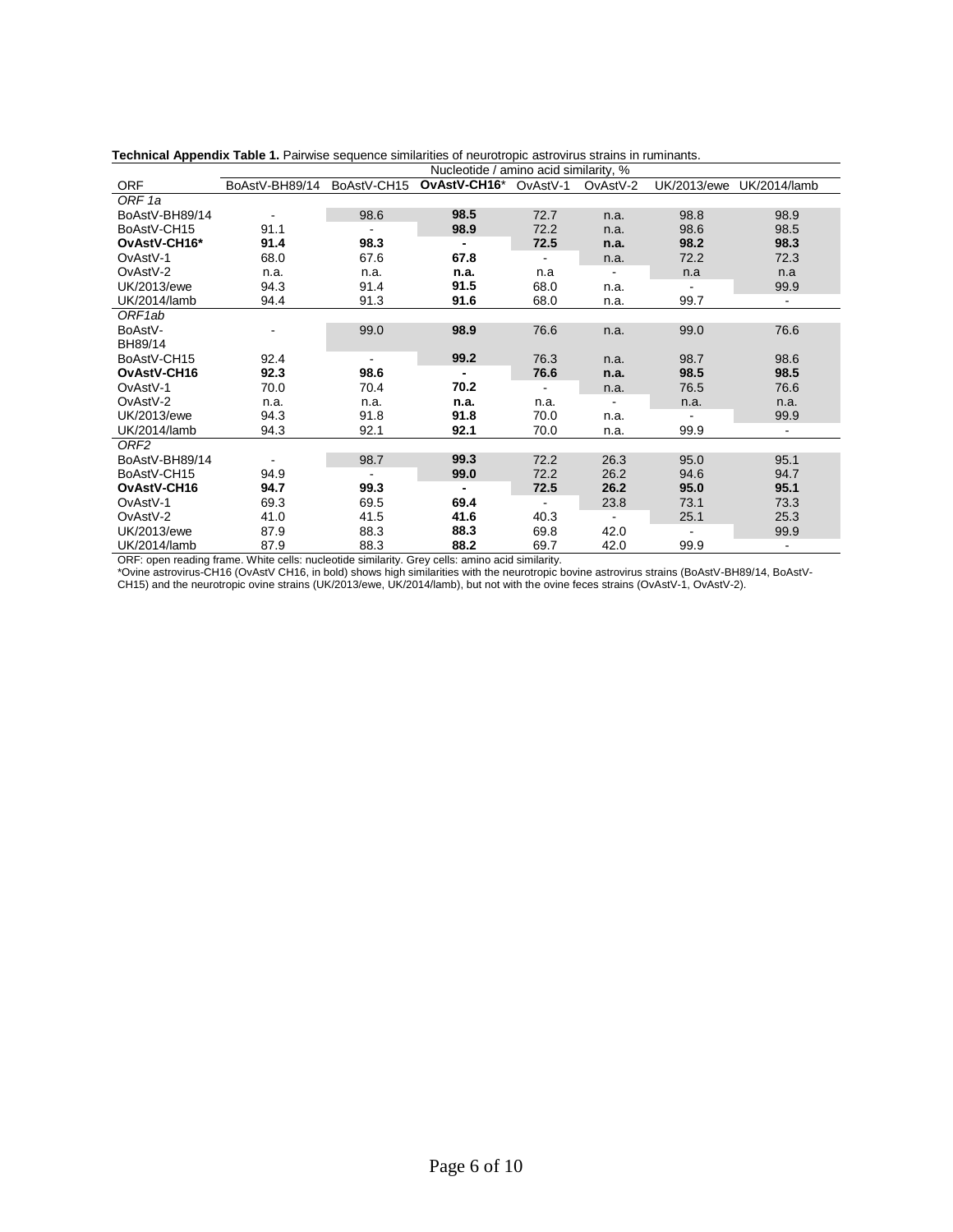**Technical Appendix Table 1.** Pairwise sequence similarities of neurotropic astrovirus strains in ruminants.

| ORF | Nucleotide / amino acid similarity, % | | | | | | |
|---|---|---|---|---|---|---|---|
| | BoAstV-BH89/14 | BoAstV-CH15 | **OvAstV-CH16*** | OvAstV-1 | OvAstV-2 | UK/2013/ewe | UK/2014/lamb |
| *ORF 1a* | | | | | | | |
| BoAstV-BH89/14 | - | 98.6 | **98.5** | 72.7 | n.a. | 98.8 | 98.9 |
| BoAstV-CH15 | 91.1 | - | **98.9** | 72.2 | n.a. | 98.6 | 98.5 |
| **OvAstV-CH16*** | **91.4** | **98.3** | **-** | **72.5** | **n.a.** | **98.2** | **98.3** |
| OvAstV-1 | 68.0 | 67.6 | **67.8** | - | n.a. | 72.2 | 72.3 |
| OvAstV-2 | n.a. | n.a. | **n.a.** | n.a | - | n.a | n.a |
| UK/2013/ewe | 94.3 | 91.4 | **91.5** | 68.0 | n.a. | - | 99.9 |
| UK/2014/lamb | 94.4 | 91.3 | **91.6** | 68.0 | n.a. | 99.7 | - |
| *ORF1ab* | | | | | | | |
| BoAstV-BH89/14 | - | 99.0 | **98.9** | 76.6 | n.a. | 99.0 | 76.6 |
| BoAstV-CH15 | 92.4 | - | **99.2** | 76.3 | n.a. | 98.7 | 98.6 |
| **OvAstV-CH16** | **92.3** | **98.6** | **-** | **76.6** | **n.a.** | **98.5** | **98.5** |
| OvAstV-1 | 70.0 | 70.4 | **70.2** | - | n.a. | 76.5 | 76.6 |
| OvAstV-2 | n.a. | n.a. | **n.a.** | n.a. | - | n.a. | n.a. |
| UK/2013/ewe | 94.3 | 91.8 | **91.8** | 70.0 | n.a. | - | 99.9 |
| UK/2014/lamb | 94.3 | 92.1 | **92.1** | 70.0 | n.a. | 99.9 | - |
| *ORF2* | | | | | | | |
| BoAstV-BH89/14 | - | 98.7 | **99.3** | 72.2 | 26.3 | 95.0 | 95.1 |
| BoAstV-CH15 | 94.9 | - | **99.0** | 72.2 | 26.2 | 94.6 | 94.7 |
| **OvAstV-CH16** | **94.7** | **99.3** | **-** | **72.5** | **26.2** | **95.0** | **95.1** |
| OvAstV-1 | 69.3 | 69.5 | **69.4** | - | 23.8 | 73.1 | 73.3 |
| OvAstV-2 | 41.0 | 41.5 | **41.6** | 40.3 | - | 25.1 | 25.3 |
| UK/2013/ewe | 87.9 | 88.3 | **88.3** | 69.8 | 42.0 | - | 99.9 |
| UK/2014/lamb | 87.9 | 88.3 | **88.2** | 69.7 | 42.0 | 99.9 | - |

ORF: open reading frame. White cells: nucleotide similarity. Grey cells: amino acid similarity.
*Ovine astrovirus-CH16 (OvAstV CH16, in bold) shows high similarities with the neurotropic bovine astrovirus strains (BoAstV-BH89/14, BoAstV-CH15) and the neurotropic ovine strains (UK/2013/ewe, UK/2014/lamb), but not with the ovine feces strains (OvAstV-1, OvAstV-2).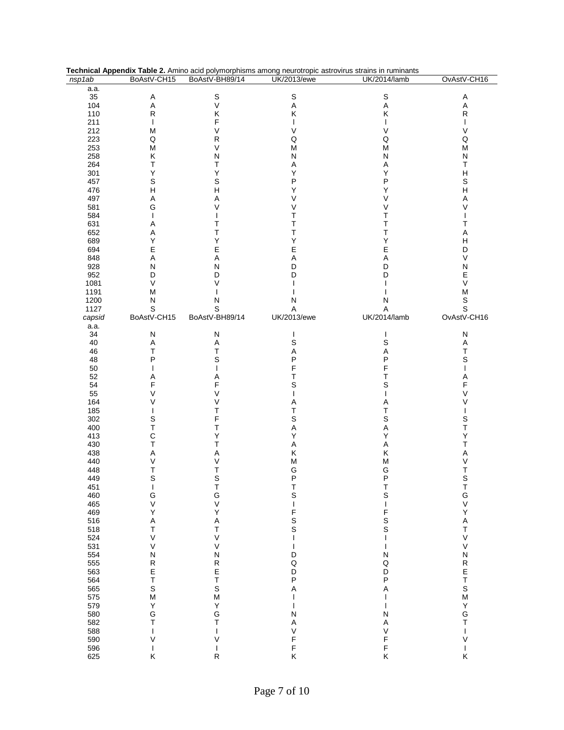**Technical Appendix Table 2.** Amino acid polymorphisms among neurotropic astrovirus strains in ruminants

| *nsp1ab* | BoAstV-CH15 | BoAstV-BH89/14 | UK/2013/ewe | UK/2014/lamb | OvAstV-CH16 |
|---|---|---|---|---|---|
| a.a. | | | | | |
| 35 | A | S | S | S | A |
| 104 | A | V | A | A | A |
| 110 | R | K | K | K | R |
| 211 | I | F | I | I | I |
| 212 | M | V | V | V | V |
| 223 | Q | R | Q | Q | Q |
| 253 | M | V | M | M | M |
| 258 | K | N | N | N | N |
| 264 | T | T | A | A | T |
| 301 | Y | Y | Y | Y | H |
| 457 | S | S | P | P | S |
| 476 | H | H | Y | Y | H |
| 497 | A | A | V | V | A |
| 581 | G | V | V | V | V |
| 584 | I | I | T | T | I |
| 631 | A | T | T | T | T |
| 652 | A | T | T | T | A |
| 689 | Y | Y | Y | Y | H |
| 694 | E | E | E | E | D |
| 848 | A | A | A | A | V |
| 928 | N | N | D | D | N |
| 952 | D | D | D | D | E |
| 1081 | V | V | I | I | V |
| 1191 | M | I | I | I | M |
| 1200 | N | N | N | N | S |
| 1127 | S | S | A | A | S |
| *capsid* | BoAstV-CH15 | BoAstV-BH89/14 | UK/2013/ewe | UK/2014/lamb | OvAstV-CH16 |
| a.a. | | | | | |
| 34 | N | N | I | I | N |
| 40 | A | A | S | S | A |
| 46 | T | T | A | A | T |
| 48 | P | S | P | P | S |
| 50 | I | I | F | F | I |
| 52 | A | A | T | T | A |
| 54 | F | F | S | S | F |
| 55 | V | V | I | I | V |
| 164 | V | V | A | A | V |
| 185 | I | T | T | T | I |
| 302 | S | F | S | S | S |
| 400 | T | T | A | A | T |
| 413 | C | Y | Y | Y | Y |
| 430 | T | T | A | A | T |
| 438 | A | A | K | K | A |
| 440 | V | V | M | M | V |
| 448 | T | T | G | G | T |
| 449 | S | S | P | P | S |
| 451 | I | T | T | T | T |
| 460 | G | G | S | S | G |
| 465 | V | V | I | I | V |
| 469 | Y | Y | F | F | Y |
| 516 | A | A | S | S | A |
| 518 | T | T | S | S | T |
| 524 | V | V | I | I | V |
| 531 | V | V | I | I | V |
| 554 | N | N | D | N | N |
| 555 | R | R | Q | Q | R |
| 563 | E | E | D | D | E |
| 564 | T | T | P | P | T |
| 565 | S | S | A | A | S |
| 575 | M | M | I | I | M |
| 579 | Y | Y | I | I | Y |
| 580 | G | G | N | N | G |
| 582 | T | T | A | A | T |
| 588 | I | I | V | V | I |
| 590 | V | V | F | F | V |
| 596 | I | I | F | F | I |
| 625 | K | R | K | K | K |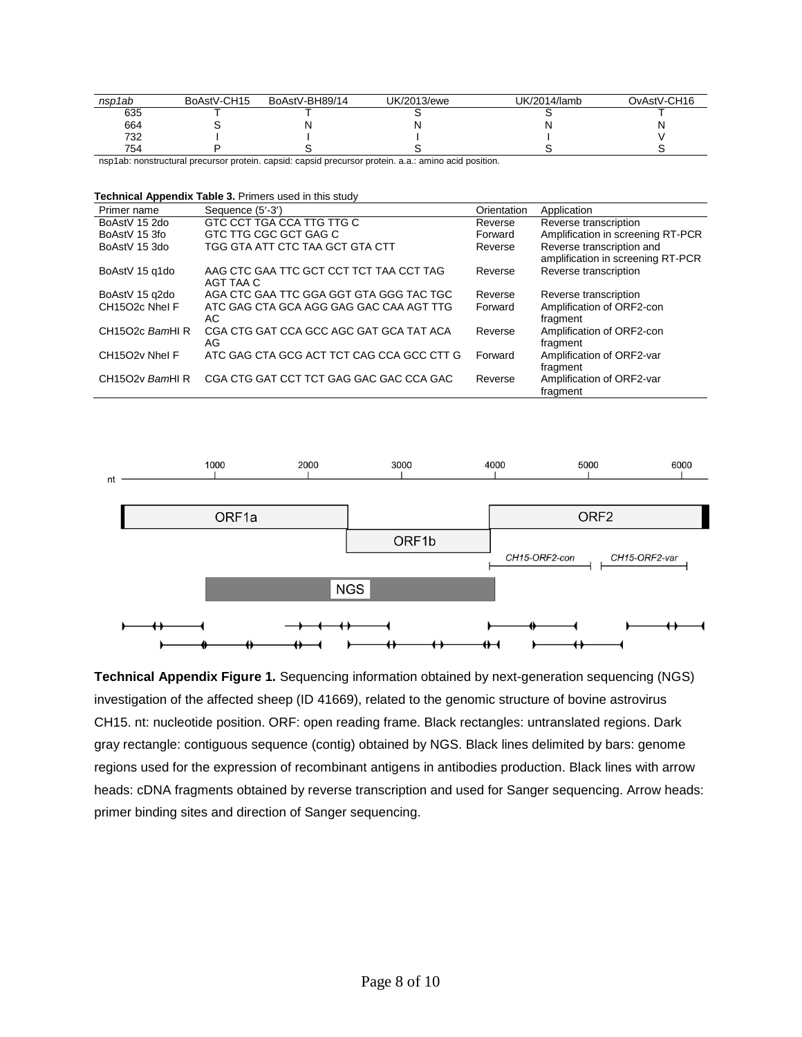| *nsp1ab* | BoAstV-CH15 | BoAstV-BH89/14 | UK/2013/ewe | UK/2014/lamb | OvAstV-CH16 |
|---|---|---|---|---|---|
| 635 | T | T | S | S | T |
| 664 | S | N | N | N | N |
| 732 | I | I | I | I | V |
| 754 | P | S | S | S | S |

nsp1ab: nonstructural precursor protein. capsid: capsid precursor protein. a.a.: amino acid position.

**Technical Appendix Table 3.** Primers used in this study

| Primer name | Sequence (5′-3′) | Orientation | Application |
|---|---|---|---|
| BoAstV 15 2do | GTC CCT TGA CCA TTG TTG C | Reverse | Reverse transcription |
| BoAstV 15 3fo | GTC TTG CGC GCT GAG C | Forward | Amplification in screening RT-PCR |
| BoAstV 15 3do | TGG GTA ATT CTC TAA GCT GTA CTT | Reverse | Reverse transcription and amplification in screening RT-PCR |
| BoAstV 15 q1do | AAG CTC GAA TTC GCT CCT TCT TAA CCT TAG AGT TAA C | Reverse | Reverse transcription |
| BoAstV 15 q2do | AGA CTC GAA TTC GGA GGT GTA GGG TAC TGC | Reverse | Reverse transcription |
| CH15O2c NheI F | ATC GAG CTA GCA AGG GAG GAC CAA AGT TTG AC | Forward | Amplification of ORF2-con fragment |
| CH15O2c *Bam*HI R | CGA CTG GAT CCA GCC AGC GAT GCA TAT ACA AG | Reverse | Amplification of ORF2-con fragment |
| CH15O2v NheI F | ATC GAG CTA GCG ACT TCT CAG CCA GCC CTT G | Forward | Amplification of ORF2-var fragment |
| CH15O2v *Bam*HI R | CGA CTG GAT CCT TCT GAG GAC GAC CCA GAC | Reverse | Amplification of ORF2-var fragment |

**Technical Appendix Figure 1.** Sequencing information obtained by next-generation sequencing (NGS) investigation of the affected sheep (ID 41669), related to the genomic structure of bovine astrovirus CH15. nt: nucleotide position. ORF: open reading frame. Black rectangles: untranslated regions. Dark gray rectangle: contiguous sequence (contig) obtained by NGS. Black lines delimited by bars: genome regions used for the expression of recombinant antigens in antibodies production. Black lines with arrow heads: cDNA fragments obtained by reverse transcription and used for Sanger sequencing. Arrow heads: primer binding sites and direction of Sanger sequencing.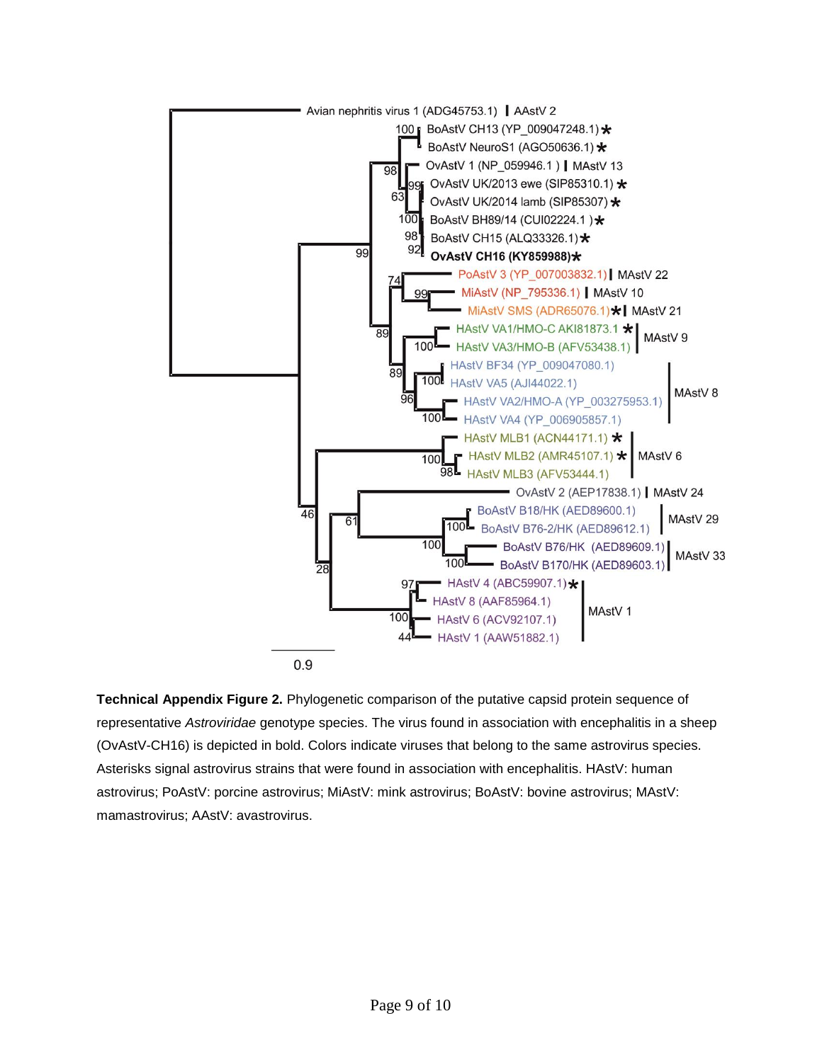**Technical Appendix Figure 2.** Phylogenetic comparison of the putative capsid protein sequence of representative *Astroviridae* genotype species. The virus found in association with encephalitis in a sheep (OvAstV-CH16) is depicted in bold. Colors indicate viruses that belong to the same astrovirus species. Asterisks signal astrovirus strains that were found in association with encephalitis. HAstV: human astrovirus; PoAstV: porcine astrovirus; MiAstV: mink astrovirus; BoAstV: bovine astrovirus; MAstV: mamastrovirus; AAstV: avastrovirus.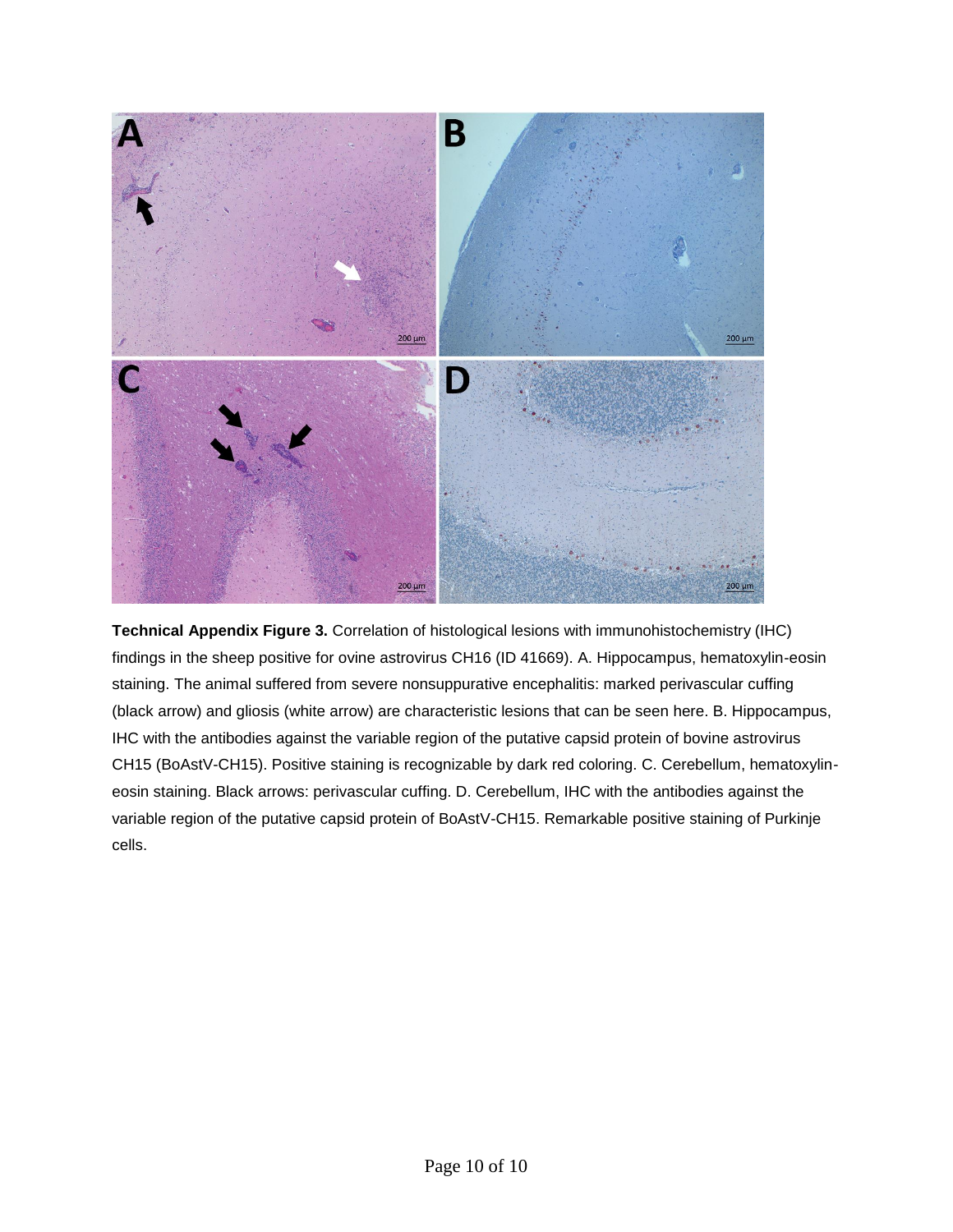**Technical Appendix Figure 3.** Correlation of histological lesions with immunohistochemistry (IHC) findings in the sheep positive for ovine astrovirus CH16 (ID 41669). A. Hippocampus, hematoxylin-eosin staining. The animal suffered from severe nonsuppurative encephalitis: marked perivascular cuffing (black arrow) and gliosis (white arrow) are characteristic lesions that can be seen here. B. Hippocampus, IHC with the antibodies against the variable region of the putative capsid protein of bovine astrovirus CH15 (BoAstV-CH15). Positive staining is recognizable by dark red coloring. C. Cerebellum, hematoxylin-eosin staining. Black arrows: perivascular cuffing. D. Cerebellum, IHC with the antibodies against the variable region of the putative capsid protein of BoAstV-CH15. Remarkable positive staining of Purkinje cells.